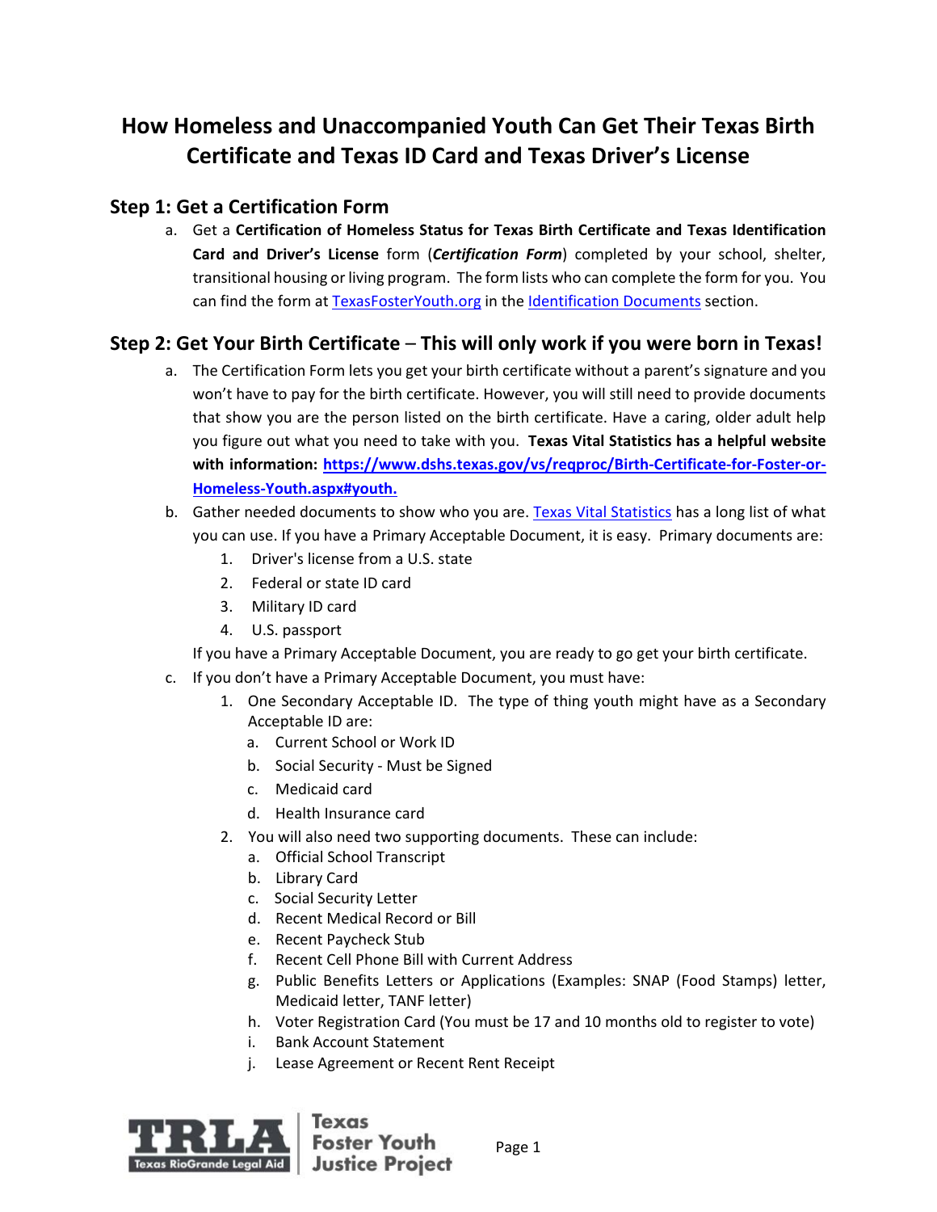# How Homeless and Unaccompanied Youth Can Get Their Texas Birth Certificate and Texas ID Card and Texas Driver's License

## Step 1: Get a Certification Form

a. Get a **Certification of Homeless Status for Texas Birth Certificate and Texas Identification Card and Driver's License** form (***Certification Form***) completed by your school, shelter, transitional housing or living program. The form lists who can complete the form for you. You can find the form at [TexasFosterYouth.org](TexasFosterYouth.org) in the [Identification Documents]() section.

## Step 2: Get Your Birth Certificate – This will only work if you were born in Texas!

a. The Certification Form lets you get your birth certificate without a parent's signature and you won't have to pay for the birth certificate. However, you will still need to provide documents that show you are the person listed on the birth certificate. Have a caring, older adult help you figure out what you need to take with you. **Texas Vital Statistics has a helpful website with information: [https://www.dshs.texas.gov/vs/reqproc/Birth-Certificate-for-Foster-or-Homeless-Youth.aspx#youth.](https://www.dshs.texas.gov/vs/reqproc/Birth-Certificate-for-Foster-or-Homeless-Youth.aspx#youth)**

b. Gather needed documents to show who you are. [Texas Vital Statistics]() has a long list of what you can use. If you have a Primary Acceptable Document, it is easy. Primary documents are:
   1. Driver's license from a U.S. state
   2. Federal or state ID card
   3. Military ID card
   4. U.S. passport

   If you have a Primary Acceptable Document, you are ready to go get your birth certificate.

c. If you don't have a Primary Acceptable Document, you must have:
   1. One Secondary Acceptable ID. The type of thing youth might have as a Secondary Acceptable ID are:
      a. Current School or Work ID
      b. Social Security - Must be Signed
      c. Medicaid card
      d. Health Insurance card
   2. You will also need two supporting documents. These can include:
      a. Official School Transcript
      b. Library Card
      c. Social Security Letter
      d. Recent Medical Record or Bill
      e. Recent Paycheck Stub
      f. Recent Cell Phone Bill with Current Address
      g. Public Benefits Letters or Applications (Examples: SNAP (Food Stamps) letter, Medicaid letter, TANF letter)
      h. Voter Registration Card (You must be 17 and 10 months old to register to vote)
      i. Bank Account Statement
      j. Lease Agreement or Recent Rent Receipt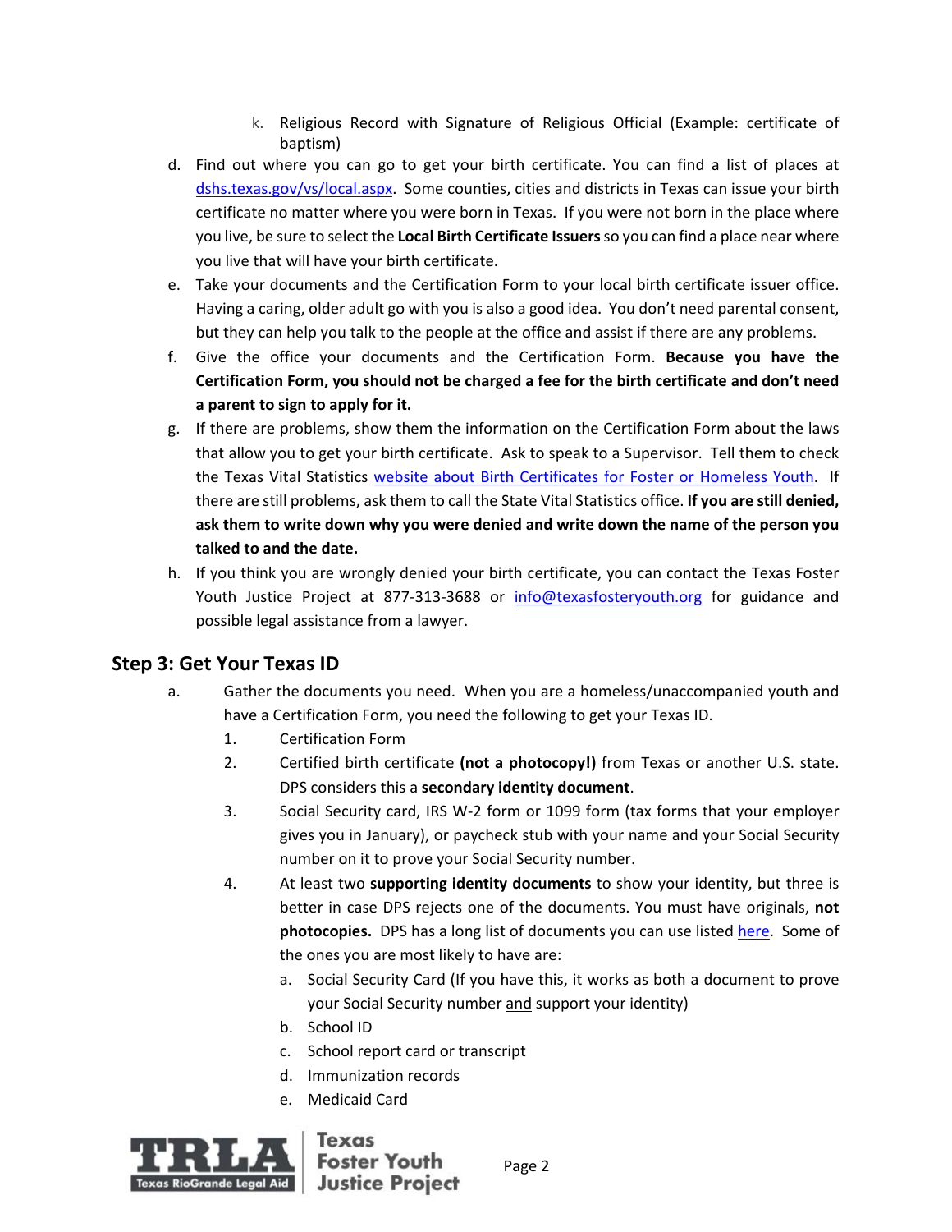k. Religious Record with Signature of Religious Official (Example: certificate of baptism)

d. Find out where you can go to get your birth certificate. You can find a list of places at [dshs.texas.gov/vs/local.aspx](dshs.texas.gov/vs/local.aspx). Some counties, cities and districts in Texas can issue your birth certificate no matter where you were born in Texas. If you were not born in the place where you live, be sure to select the **Local Birth Certificate Issuers** so you can find a place near where you live that will have your birth certificate.

e. Take your documents and the Certification Form to your local birth certificate issuer office. Having a caring, older adult go with you is also a good idea. You don't need parental consent, but they can help you talk to the people at the office and assist if there are any problems.

f. Give the office your documents and the Certification Form. **Because you have the Certification Form, you should not be charged a fee for the birth certificate and don't need a parent to sign to apply for it.**

g. If there are problems, show them the information on the Certification Form about the laws that allow you to get your birth certificate. Ask to speak to a Supervisor. Tell them to check the Texas Vital Statistics website about Birth Certificates for Foster or Homeless Youth. If there are still problems, ask them to call the State Vital Statistics office. **If you are still denied, ask them to write down why you were denied and write down the name of the person you talked to and the date.**

h. If you think you are wrongly denied your birth certificate, you can contact the Texas Foster Youth Justice Project at 877-313-3688 or info@texasfosteryouth.org for guidance and possible legal assistance from a lawyer.

## Step 3: Get Your Texas ID

a. Gather the documents you need. When you are a homeless/unaccompanied youth and have a Certification Form, you need the following to get your Texas ID.

   1. Certification Form
   2. Certified birth certificate **(not a photocopy!)** from Texas or another U.S. state. DPS considers this a **secondary identity document**.
   3. Social Security card, IRS W-2 form or 1099 form (tax forms that your employer gives you in January), or paycheck stub with your name and your Social Security number on it to prove your Social Security number.
   4. At least two **supporting identity documents** to show your identity, but three is better in case DPS rejects one of the documents. You must have originals, **not photocopies.** DPS has a long list of documents you can use listed here. Some of the ones you are most likely to have are:
      a. Social Security Card (If you have this, it works as both a document to prove your Social Security number and support your identity)
      b. School ID
      c. School report card or transcript
      d. Immunization records
      e. Medicaid Card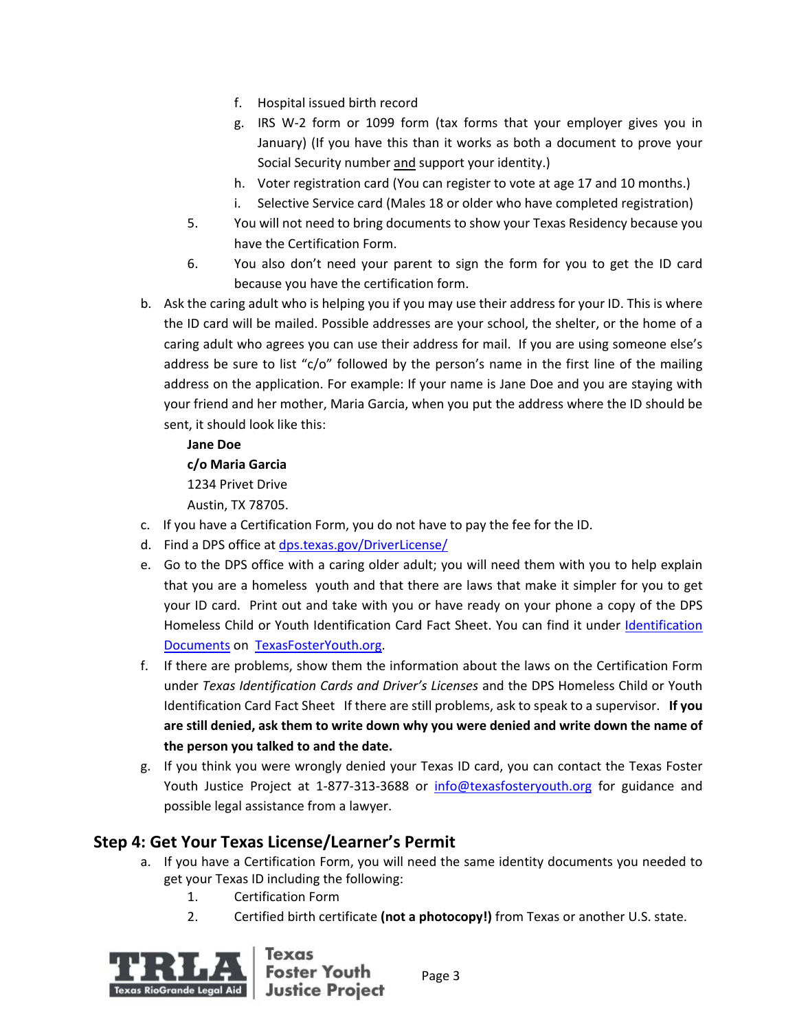f. Hospital issued birth record
g. IRS W-2 form or 1099 form (tax forms that your employer gives you in January) (If you have this than it works as both a document to prove your Social Security number <u>and</u> support your identity.)
h. Voter registration card (You can register to vote at age 17 and 10 months.)
i. Selective Service card (Males 18 or older who have completed registration)

5. You will not need to bring documents to show your Texas Residency because you have the Certification Form.
6. You also don't need your parent to sign the form for you to get the ID card because you have the certification form.

b. Ask the caring adult who is helping you if you may use their address for your ID. This is where the ID card will be mailed. Possible addresses are your school, the shelter, or the home of a caring adult who agrees you can use their address for mail. If you are using someone else's address be sure to list "c/o" followed by the person's name in the first line of the mailing address on the application. For example: If your name is Jane Doe and you are staying with your friend and her mother, Maria Garcia, when you put the address where the ID should be sent, it should look like this:

   **Jane Doe**
   **c/o Maria Garcia**
   1234 Privet Drive
   Austin, TX 78705.

c. If you have a Certification Form, you do not have to pay the fee for the ID.
d. Find a DPS office at [dps.texas.gov/DriverLicense/](dps.texas.gov/DriverLicense/)
e. Go to the DPS office with a caring older adult; you will need them with you to help explain that you are a homeless youth and that there are laws that make it simpler for you to get your ID card. Print out and take with you or have ready on your phone a copy of the DPS Homeless Child or Youth Identification Card Fact Sheet. You can find it under Identification Documents on TexasFosterYouth.org.
f. If there are problems, show them the information about the laws on the Certification Form under *Texas Identification Cards and Driver's Licenses* and the DPS Homeless Child or Youth Identification Card Fact Sheet If there are still problems, ask to speak to a supervisor. **If you are still denied, ask them to write down why you were denied and write down the name of the person you talked to and the date.**
g. If you think you were wrongly denied your Texas ID card, you can contact the Texas Foster Youth Justice Project at 1-877-313-3688 or info@texasfosteryouth.org for guidance and possible legal assistance from a lawyer.

## Step 4: Get Your Texas License/Learner's Permit

a. If you have a Certification Form, you will need the same identity documents you needed to get your Texas ID including the following:
   1. Certification Form
   2. Certified birth certificate **(not a photocopy!)** from Texas or another U.S. state.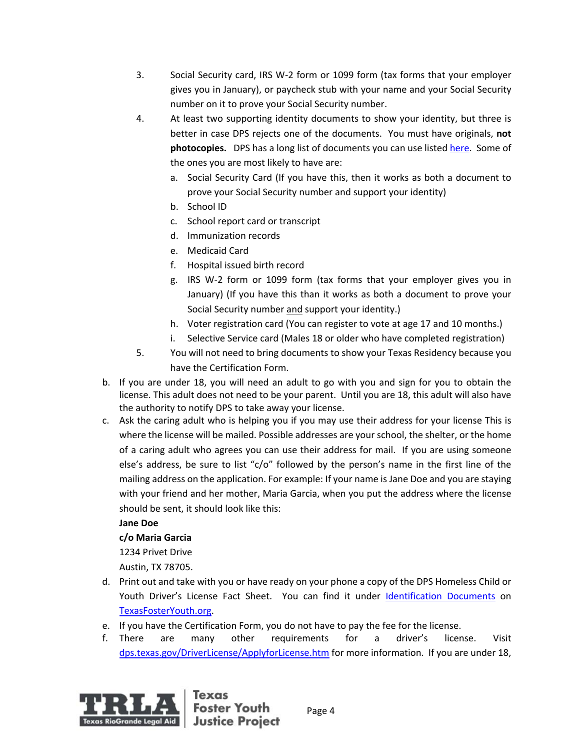3. Social Security card, IRS W-2 form or 1099 form (tax forms that your employer gives you in January), or paycheck stub with your name and your Social Security number on it to prove your Social Security number.
4. At least two supporting identity documents to show your identity, but three is better in case DPS rejects one of the documents. You must have originals, **not photocopies.** DPS has a long list of documents you can use listed here. Some of the ones you are most likely to have are:
   a. Social Security Card (If you have this, then it works as both a document to prove your Social Security number and support your identity)
   b. School ID
   c. School report card or transcript
   d. Immunization records
   e. Medicaid Card
   f. Hospital issued birth record
   g. IRS W-2 form or 1099 form (tax forms that your employer gives you in January) (If you have this than it works as both a document to prove your Social Security number and support your identity.)
   h. Voter registration card (You can register to vote at age 17 and 10 months.)
   i. Selective Service card (Males 18 or older who have completed registration)
5. You will not need to bring documents to show your Texas Residency because you have the Certification Form.

b. If you are under 18, you will need an adult to go with you and sign for you to obtain the license. This adult does not need to be your parent. Until you are 18, this adult will also have the authority to notify DPS to take away your license.

c. Ask the caring adult who is helping you if you may use their address for your license This is where the license will be mailed. Possible addresses are your school, the shelter, or the home of a caring adult who agrees you can use their address for mail. If you are using someone else's address, be sure to list "c/o" followed by the person's name in the first line of the mailing address on the application. For example: If your name is Jane Doe and you are staying with your friend and her mother, Maria Garcia, when you put the address where the license should be sent, it should look like this:

   **Jane Doe**
   **c/o Maria Garcia**
   1234 Privet Drive
   Austin, TX 78705.

d. Print out and take with you or have ready on your phone a copy of the DPS Homeless Child or Youth Driver's License Fact Sheet. You can find it under Identification Documents on TexasFosterYouth.org.

e. If you have the Certification Form, you do not have to pay the fee for the license.

f. There are many other requirements for a driver's license. Visit dps.texas.gov/DriverLicense/ApplyforLicense.htm for more information. If you are under 18,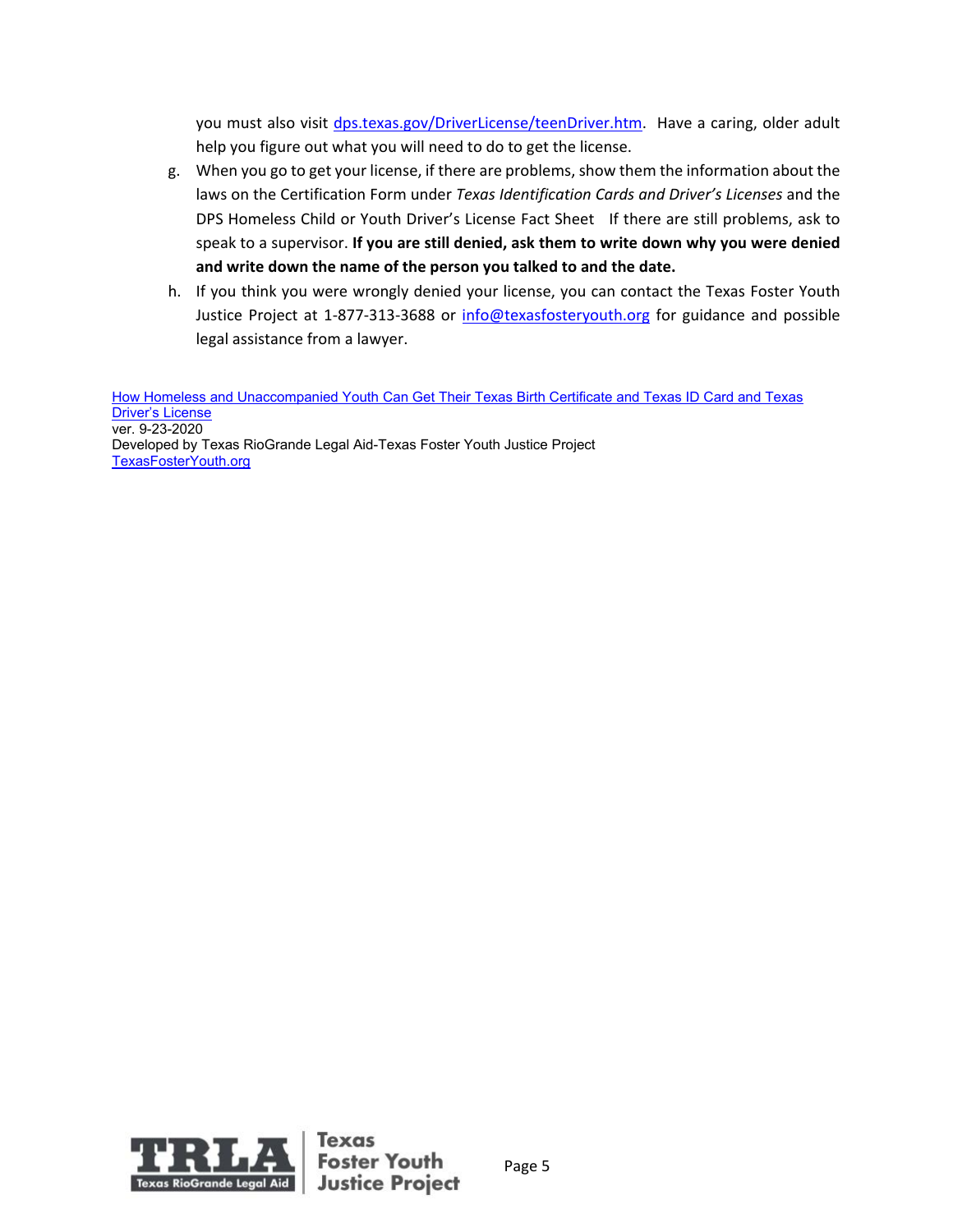you must also visit [dps.texas.gov/DriverLicense/teenDriver.htm](dps.texas.gov/DriverLicense/teenDriver.htm). Have a caring, older adult help you figure out what you will need to do to get the license.

g. When you go to get your license, if there are problems, show them the information about the laws on the Certification Form under *Texas Identification Cards and Driver's Licenses* and the DPS Homeless Child or Youth Driver's License Fact Sheet If there are still problems, ask to speak to a supervisor. **If you are still denied, ask them to write down why you were denied and write down the name of the person you talked to and the date.**

h. If you think you were wrongly denied your license, you can contact the Texas Foster Youth Justice Project at 1-877-313-3688 or [info@texasfosteryouth.org](mailto:info@texasfosteryouth.org) for guidance and possible legal assistance from a lawyer.

How Homeless and Unaccompanied Youth Can Get Their Texas Birth Certificate and Texas ID Card and Texas Driver's License
ver. 9-23-2020
Developed by Texas RioGrande Legal Aid-Texas Foster Youth Justice Project
TexasFosterYouth.org